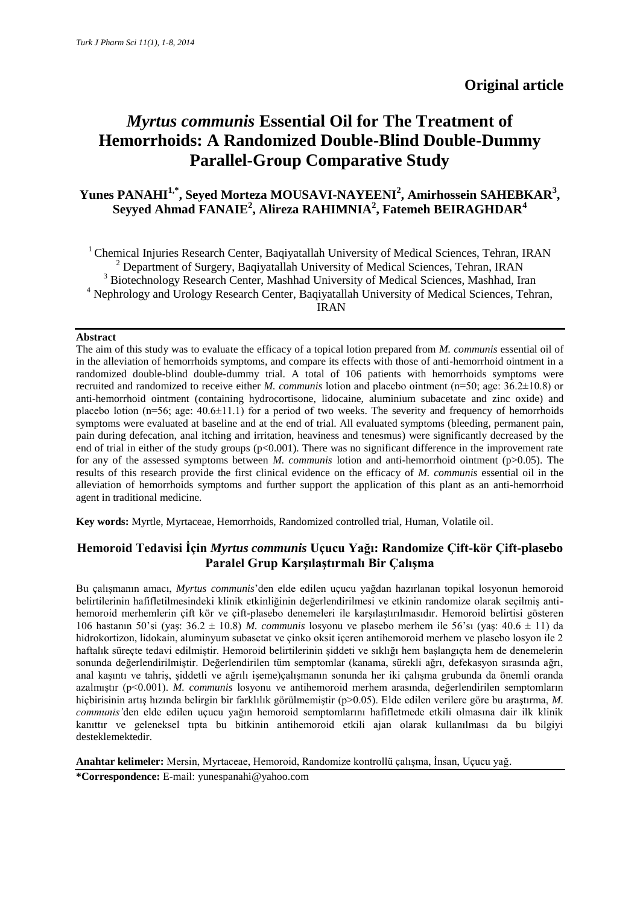**Original article**

# *Myrtus communis* Essential Oil for The Treatment of Hemorrhoids: A Randomized Double-Blind Double-Dummy Parallel-Group Comparative Study

**Yunes PANAHI[1,*], Seyed Morteza MOUSAVI-NAYEENI[2], Amirhossein SAHEBKAR[3], Seyyed Ahmad FANAIE[2], Alireza RAHIMNIA[2], Fatemeh BEIRAGHDAR[4]**

[1] Chemical Injuries Research Center, Baqiyatallah University of Medical Sciences, Tehran, IRAN
[2] Department of Surgery, Baqiyatallah University of Medical Sciences, Tehran, IRAN
[3] Biotechnology Research Center, Mashhad University of Medical Sciences, Mashhad, Iran
[4] Nephrology and Urology Research Center, Baqiyatallah University of Medical Sciences, Tehran, IRAN

**Abstract**

The aim of this study was to evaluate the efficacy of a topical lotion prepared from *M. communis* essential oil of in the alleviation of hemorrhoids symptoms, and compare its effects with those of anti-hemorrhoid ointment in a randomized double-blind double-dummy trial. A total of 106 patients with hemorrhoids symptoms were recruited and randomized to receive either *M. communis* lotion and placebo ointment (n=50; age: 36.2±10.8) or anti-hemorrhoid ointment (containing hydrocortisone, lidocaine, aluminium subacetate and zinc oxide) and placebo lotion (n=56; age: 40.6±11.1) for a period of two weeks. The severity and frequency of hemorrhoids symptoms were evaluated at baseline and at the end of trial. All evaluated symptoms (bleeding, permanent pain, pain during defecation, anal itching and irritation, heaviness and tenesmus) were significantly decreased by the end of trial in either of the study groups ($p<0.001$). There was no significant difference in the improvement rate for any of the assessed symptoms between *M. communis* lotion and anti-hemorrhoid ointment ($p>0.05$). The results of this research provide the first clinical evidence on the efficacy of *M. communis* essential oil in the alleviation of hemorrhoids symptoms and further support the application of this plant as an anti-hemorrhoid agent in traditional medicine.

**Key words:** Myrtle, Myrtaceae, Hemorrhoids, Randomized controlled trial, Human, Volatile oil.

## Hemoroid Tedavisi İçin *Myrtus communis* Uçucu Yağı: Randomize Çift-kör Çift-plasebo Paralel Grup Karşılaştırmalı Bir Çalışma

Bu çalışmanın amacı, *Myrtus communis*'den elde edilen uçucu yağdan hazırlanan topikal losyonun hemoroid belirtilerinin hafifletilmesindeki klinik etkinliğinin değerlendirilmesi ve etkinin randomize olarak seçilmiş anti-hemoroid merhemlerin çift kör ve çift-plasebo denemeleri ile karşılaştırılmasıdır. Hemoroid belirtisi gösteren 106 hastanın 50'si (yaş: 36.2 ± 10.8) *M. communis* losyonu ve plasebo merhem ile 56'sı (yaş: 40.6 ± 11) da hidrokortizon, lidokain, aluminyum subasetat ve çinko oksit içeren antihemoroid merhem ve plasebo losyon ile 2 haftalık süreçte tedavi edilmiştir. Hemoroid belirtilerinin şiddeti ve sıklığı hem başlangıçta hem de denemelerin sonunda değerlendirilmiştir. Değerlendirilen tüm semptomlar (kanama, sürekli ağrı, defekasyon sırasında ağrı, anal kaşıntı ve tahriş, şiddetli ve ağrılı işeme)çalışmanın sonunda her iki çalışma grubunda da önemli oranda azalmıştır ($p<0.001$). *M. communis* losyonu ve antihemoroid merhem arasında, değerlendirilen semptomların hiçbirisinin artış hızında belirgin bir farklılık görülmemiştir ($p>0.05$). Elde edilen verilere göre bu araştırma, *M. communis'*den elde edilen uçucu yağın hemoroid semptomlarını hafifletmede etkili olmasına dair ilk klinik kanıttır ve geleneksel tıpta bu bitkinin antihemoroid etkili ajan olarak kullanılması da bu bilgiyi desteklemektedir.

**Anahtar kelimeler:** Mersin, Myrtaceae, Hemoroid, Randomize kontrollü çalışma, İnsan, Uçucu yağ.

**\*Correspondence:** E-mail: yunespanahi@yahoo.com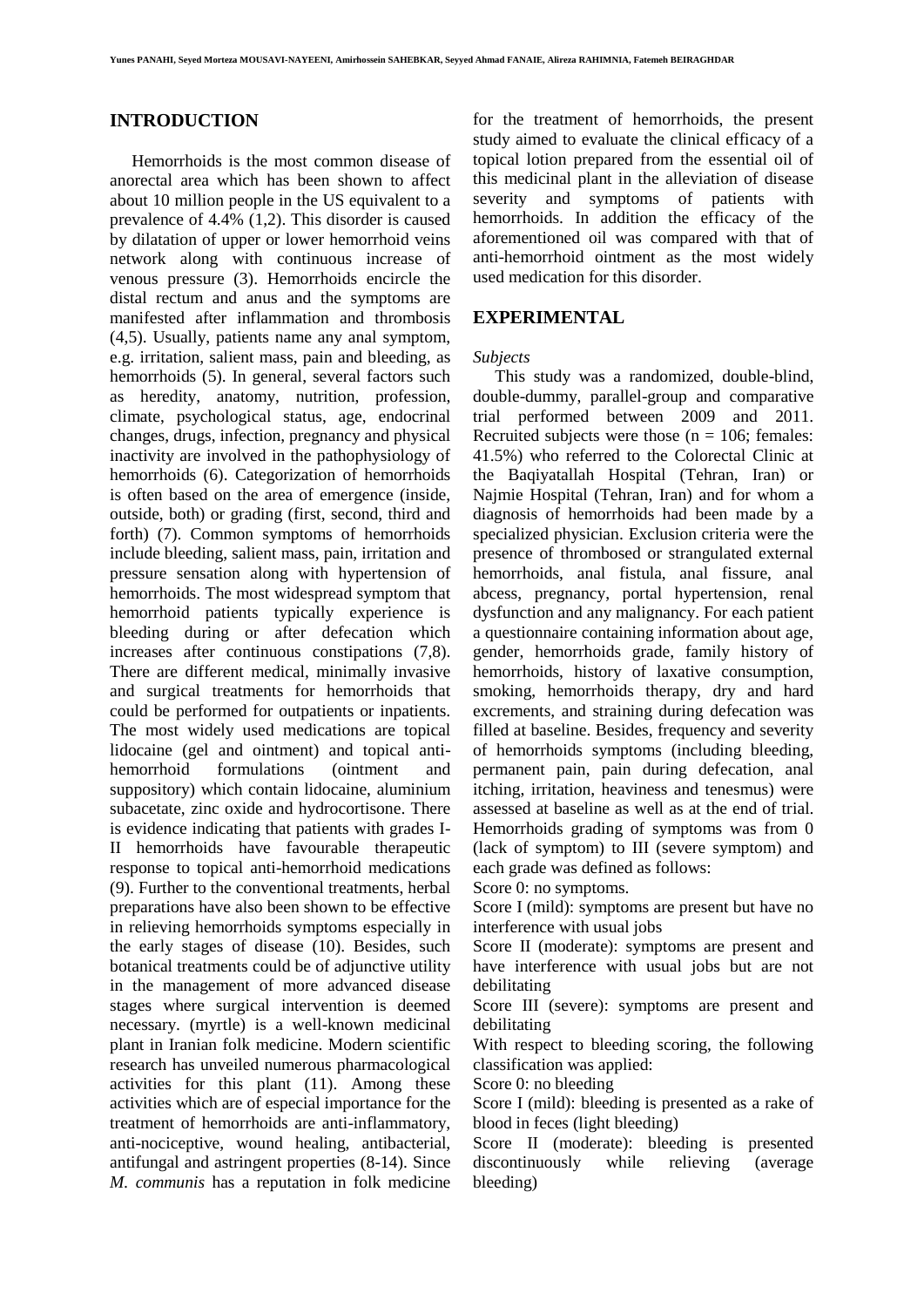## INTRODUCTION

Hemorrhoids is the most common disease of anorectal area which has been shown to affect about 10 million people in the US equivalent to a prevalence of 4.4% (1,2). This disorder is caused by dilatation of upper or lower hemorrhoid veins network along with continuous increase of venous pressure (3). Hemorrhoids encircle the distal rectum and anus and the symptoms are manifested after inflammation and thrombosis (4,5). Usually, patients name any anal symptom, e.g. irritation, salient mass, pain and bleeding, as hemorrhoids (5). In general, several factors such as heredity, anatomy, nutrition, profession, climate, psychological status, age, endocrinal changes, drugs, infection, pregnancy and physical inactivity are involved in the pathophysiology of hemorrhoids (6). Categorization of hemorrhoids is often based on the area of emergence (inside, outside, both) or grading (first, second, third and forth) (7). Common symptoms of hemorrhoids include bleeding, salient mass, pain, irritation and pressure sensation along with hypertension of hemorrhoids. The most widespread symptom that hemorrhoid patients typically experience is bleeding during or after defecation which increases after continuous constipations (7,8). There are different medical, minimally invasive and surgical treatments for hemorrhoids that could be performed for outpatients or inpatients. The most widely used medications are topical lidocaine (gel and ointment) and topical anti-hemorrhoid formulations (ointment and suppository) which contain lidocaine, aluminium subacetate, zinc oxide and hydrocortisone. There is evidence indicating that patients with grades I-II hemorrhoids have favourable therapeutic response to topical anti-hemorrhoid medications (9). Further to the conventional treatments, herbal preparations have also been shown to be effective in relieving hemorrhoids symptoms especially in the early stages of disease (10). Besides, such botanical treatments could be of adjunctive utility in the management of more advanced disease stages where surgical intervention is deemed necessary. (myrtle) is a well-known medicinal plant in Iranian folk medicine. Modern scientific research has unveiled numerous pharmacological activities for this plant (11). Among these activities which are of especial importance for the treatment of hemorrhoids are anti-inflammatory, anti-nociceptive, wound healing, antibacterial, antifungal and astringent properties (8-14). Since *M. communis* has a reputation in folk medicine for the treatment of hemorrhoids, the present study aimed to evaluate the clinical efficacy of a topical lotion prepared from the essential oil of this medicinal plant in the alleviation of disease severity and symptoms of patients with hemorrhoids. In addition the efficacy of the aforementioned oil was compared with that of anti-hemorrhoid ointment as the most widely used medication for this disorder.

## EXPERIMENTAL

*Subjects*

This study was a randomized, double-blind, double-dummy, parallel-group and comparative trial performed between 2009 and 2011. Recruited subjects were those (n = 106; females: 41.5%) who referred to the Colorectal Clinic at the Baqiyatallah Hospital (Tehran, Iran) or Najmie Hospital (Tehran, Iran) and for whom a diagnosis of hemorrhoids had been made by a specialized physician. Exclusion criteria were the presence of thrombosed or strangulated external hemorrhoids, anal fistula, anal fissure, anal abcess, pregnancy, portal hypertension, renal dysfunction and any malignancy. For each patient a questionnaire containing information about age, gender, hemorrhoids grade, family history of hemorrhoids, history of laxative consumption, smoking, hemorrhoids therapy, dry and hard excrements, and straining during defecation was filled at baseline. Besides, frequency and severity of hemorrhoids symptoms (including bleeding, permanent pain, pain during defecation, anal itching, irritation, heaviness and tenesmus) were assessed at baseline as well as at the end of trial. Hemorrhoids grading of symptoms was from 0 (lack of symptom) to III (severe symptom) and each grade was defined as follows:

Score 0: no symptoms.

Score I (mild): symptoms are present but have no interference with usual jobs

Score II (moderate): symptoms are present and have interference with usual jobs but are not debilitating

Score III (severe): symptoms are present and debilitating

With respect to bleeding scoring, the following classification was applied:

Score 0: no bleeding

Score I (mild): bleeding is presented as a rake of blood in feces (light bleeding)

Score II (moderate): bleeding is presented discontinuously while relieving (average bleeding)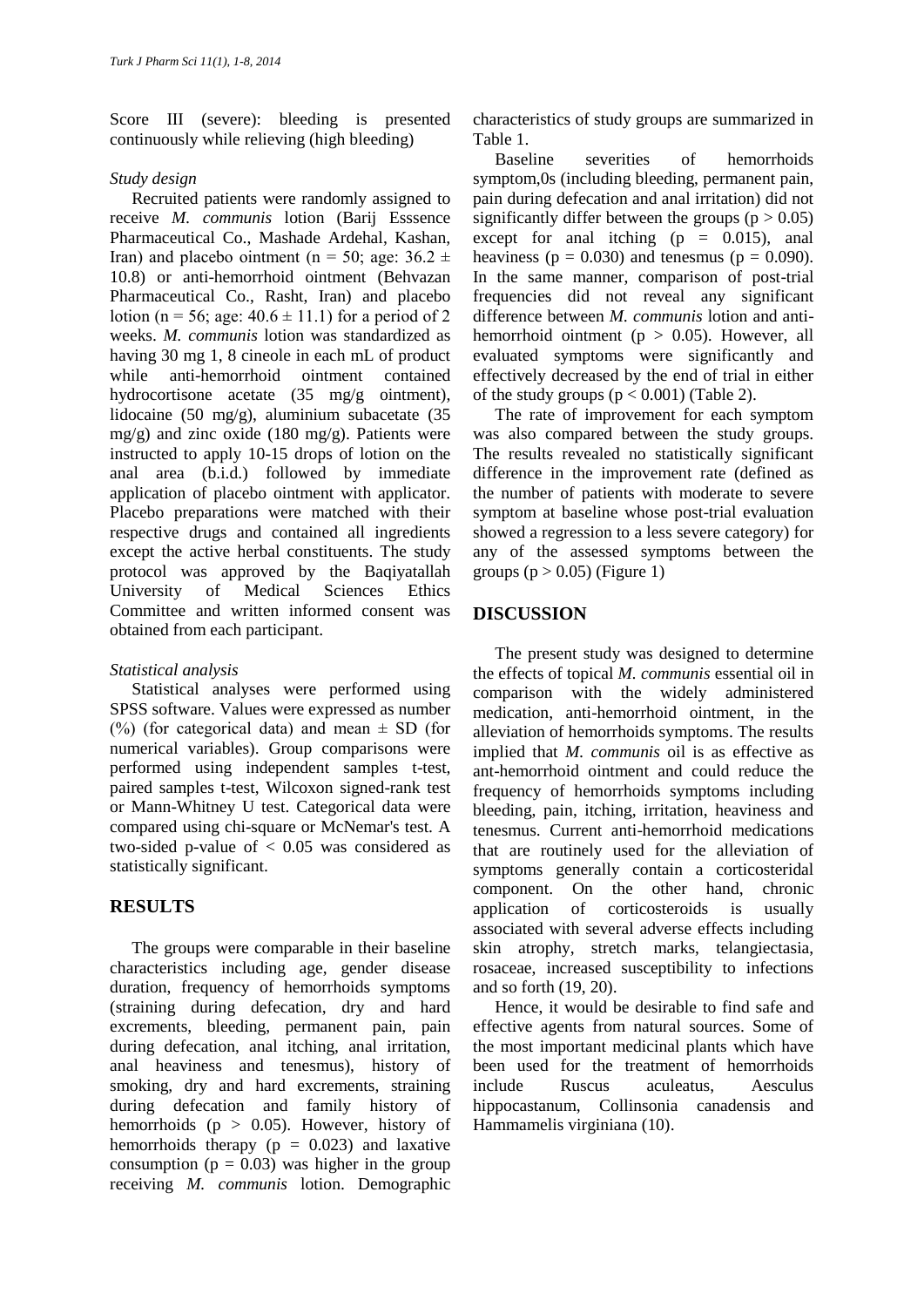Score III (severe): bleeding is presented continuously while relieving (high bleeding)

*Study design*

Recruited patients were randomly assigned to receive *M. communis* lotion (Barij Esssence Pharmaceutical Co., Mashade Ardehal, Kashan, Iran) and placebo ointment (n = 50; age: 36.2 ± 10.8) or anti-hemorrhoid ointment (Behvazan Pharmaceutical Co., Rasht, Iran) and placebo lotion (n = 56; age: 40.6 ± 11.1) for a period of 2 weeks. *M. communis* lotion was standardized as having 30 mg 1, 8 cineole in each mL of product while anti-hemorrhoid ointment contained hydrocortisone acetate (35 mg/g ointment), lidocaine (50 mg/g), aluminium subacetate (35 mg/g) and zinc oxide (180 mg/g). Patients were instructed to apply 10-15 drops of lotion on the anal area (b.i.d.) followed by immediate application of placebo ointment with applicator. Placebo preparations were matched with their respective drugs and contained all ingredients except the active herbal constituents. The study protocol was approved by the Baqiyatallah University of Medical Sciences Ethics Committee and written informed consent was obtained from each participant.

*Statistical analysis*

Statistical analyses were performed using SPSS software. Values were expressed as number (%) (for categorical data) and mean ± SD (for numerical variables). Group comparisons were performed using independent samples t-test, paired samples t-test, Wilcoxon signed-rank test or Mann-Whitney U test. Categorical data were compared using chi-square or McNemar's test. A two-sided p-value of < 0.05 was considered as statistically significant.

## RESULTS

The groups were comparable in their baseline characteristics including age, gender disease duration, frequency of hemorrhoids symptoms (straining during defecation, dry and hard excrements, bleeding, permanent pain, pain during defecation, anal itching, anal irritation, anal heaviness and tenesmus), history of smoking, dry and hard excrements, straining during defecation and family history of hemorrhoids ($p > 0.05$). However, history of hemorrhoids therapy ($p = 0.023$) and laxative consumption ($p = 0.03$) was higher in the group receiving *M. communis* lotion. Demographic characteristics of study groups are summarized in Table 1.

Baseline severities of hemorrhoids symptom,0s (including bleeding, permanent pain, pain during defecation and anal irritation) did not significantly differ between the groups ($p > 0.05$) except for anal itching ($p = 0.015$), anal heaviness ($p = 0.030$) and tenesmus ($p = 0.090$). In the same manner, comparison of post-trial frequencies did not reveal any significant difference between *M. communis* lotion and anti-hemorrhoid ointment ($p > 0.05$). However, all evaluated symptoms were significantly and effectively decreased by the end of trial in either of the study groups ($p < 0.001$) (Table 2).

The rate of improvement for each symptom was also compared between the study groups. The results revealed no statistically significant difference in the improvement rate (defined as the number of patients with moderate to severe symptom at baseline whose post-trial evaluation showed a regression to a less severe category) for any of the assessed symptoms between the groups ($p > 0.05$) (Figure 1)

## DISCUSSION

The present study was designed to determine the effects of topical *M. communis* essential oil in comparison with the widely administered medication, anti-hemorrhoid ointment, in the alleviation of hemorrhoids symptoms. The results implied that *M. communis* oil is as effective as ant-hemorrhoid ointment and could reduce the frequency of hemorrhoids symptoms including bleeding, pain, itching, irritation, heaviness and tenesmus. Current anti-hemorrhoid medications that are routinely used for the alleviation of symptoms generally contain a corticosteridal component. On the other hand, chronic application of corticosteroids is usually associated with several adverse effects including skin atrophy, stretch marks, telangiectasia, rosaceae, increased susceptibility to infections and so forth (19, 20).

Hence, it would be desirable to find safe and effective agents from natural sources. Some of the most important medicinal plants which have been used for the treatment of hemorrhoids include Ruscus aculeatus, Aesculus hippocastanum, Collinsonia canadensis and Hammamelis virginiana (10).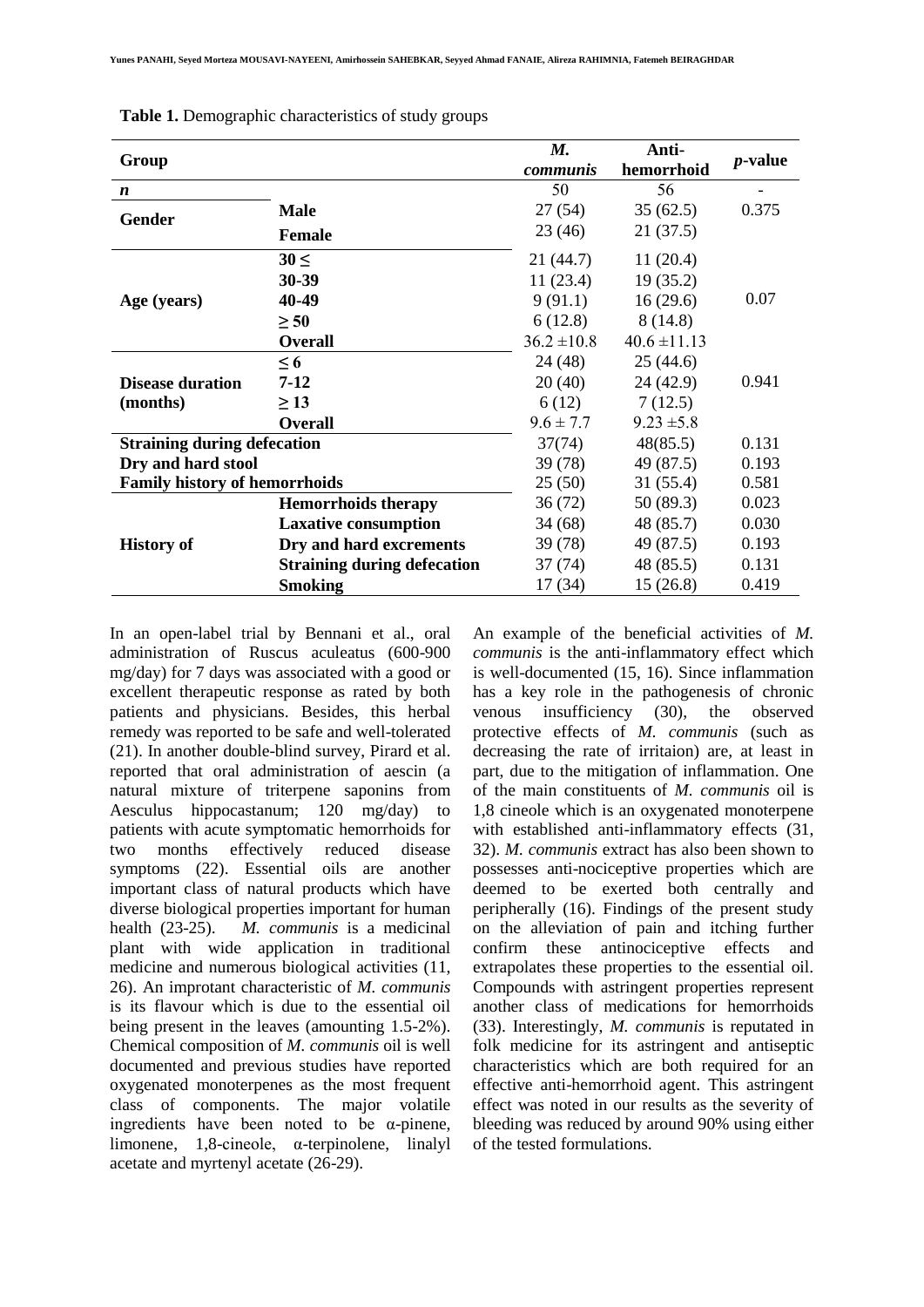**Table 1.** Demographic characteristics of study groups

| Group | | *M. communis* | Anti-hemorrhoid | *p*-value |
|---|---|---|---|---|
| ***n*** | | 50 | 56 | - |
| **Gender** | **Male** | 27 (54) | 35 (62.5) | 0.375 |
| | **Female** | 23 (46) | 21 (37.5) | |
| **Age (years)** | **30 ≤** | 21 (44.7) | 11 (20.4) | 0.07 |
| | **30-39** | 11 (23.4) | 19 (35.2) | |
| | **40-49** | 9 (91.1) | 16 (29.6) | |
| | **≥ 50** | 6 (12.8) | 8 (14.8) | |
| | **Overall** | 36.2 ±10.8 | 40.6 ±11.13 | |
| **Disease duration (months)** | **≤ 6** | 24 (48) | 25 (44.6) | 0.941 |
| | **7-12** | 20 (40) | 24 (42.9) | |
| | **≥ 13** | 6 (12) | 7 (12.5) | |
| | **Overall** | 9.6 ± 7.7 | 9.23 ±5.8 | |
| **Straining during defecation** | | 37(74) | 48(85.5) | 0.131 |
| **Dry and hard stool** | | 39 (78) | 49 (87.5) | 0.193 |
| **Family history of hemorrhoids** | | 25 (50) | 31 (55.4) | 0.581 |
| **History of** | **Hemorrhoids therapy** | 36 (72) | 50 (89.3) | 0.023 |
| | **Laxative consumption** | 34 (68) | 48 (85.7) | 0.030 |
| | **Dry and hard excrements** | 39 (78) | 49 (87.5) | 0.193 |
| | **Straining during defecation** | 37 (74) | 48 (85.5) | 0.131 |
| | **Smoking** | 17 (34) | 15 (26.8) | 0.419 |

In an open-label trial by Bennani et al., oral administration of Ruscus aculeatus (600-900 mg/day) for 7 days was associated with a good or excellent therapeutic response as rated by both patients and physicians. Besides, this herbal remedy was reported to be safe and well-tolerated (21). In another double-blind survey, Pirard et al. reported that oral administration of aescin (a natural mixture of triterpene saponins from Aesculus hippocastanum; 120 mg/day) to patients with acute symptomatic hemorrhoids for two months effectively reduced disease symptoms (22). Essential oils are another important class of natural products which have diverse biological properties important for human health (23-25). *M. communis* is a medicinal plant with wide application in traditional medicine and numerous biological activities (11, 26). An improtant characteristic of *M. communis* is its flavour which is due to the essential oil being present in the leaves (amounting 1.5-2%). Chemical composition of *M. communis* oil is well documented and previous studies have reported oxygenated monoterpenes as the most frequent class of components. The major volatile ingredients have been noted to be α-pinene, limonene, 1,8-cineole, α-terpinolene, linalyl acetate and myrtenyl acetate (26-29).

An example of the beneficial activities of *M. communis* is the anti-inflammatory effect which is well-documented (15, 16). Since inflammation has a key role in the pathogenesis of chronic venous insufficiency (30), the observed protective effects of *M. communis* (such as decreasing the rate of irritaion) are, at least in part, due to the mitigation of inflammation. One of the main constituents of *M. communis* oil is 1,8 cineole which is an oxygenated monoterpene with established anti-inflammatory effects (31, 32). *M. communis* extract has also been shown to possesses anti-nociceptive properties which are deemed to be exerted both centrally and peripherally (16). Findings of the present study on the alleviation of pain and itching further confirm these antinociceptive effects and extrapolates these properties to the essential oil. Compounds with astringent properties represent another class of medications for hemorrhoids (33). Interestingly, *M. communis* is reputated in folk medicine for its astringent and antiseptic characteristics which are both required for an effective anti-hemorrhoid agent. This astringent effect was noted in our results as the severity of bleeding was reduced by around 90% using either of the tested formulations.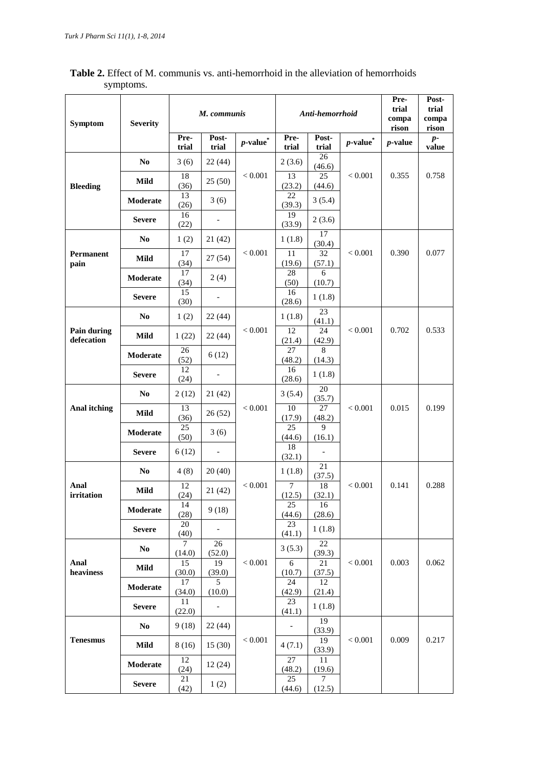**Table 2.** Effect of M. communis vs. anti-hemorrhoid in the alleviation of hemorrhoids symptoms.

| Symptom | Severity | *M. communis* | | | *Anti-hemorrhoid* | | | Pre-trial comparison | Post-trial comparison |
|---|---|---|---|---|---|---|---|---|---|
| | | Pre-trial | Post-trial | *p*-value* | Pre-trial | Post-trial | *p*-value* | *p*-value | *p*-value |
| **Bleeding** | **No** | 3 (6) | 22 (44) | < 0.001 | 2 (3.6) | 26 (46.6) | < 0.001 | 0.355 | 0.758 |
| | **Mild** | 18 (36) | 25 (50) | | 13 (23.2) | 25 (44.6) | | | |
| | **Moderate** | 13 (26) | 3 (6) | | 22 (39.3) | 3 (5.4) | | | |
| | **Severe** | 16 (22) | - | | 19 (33.9) | 2 (3.6) | | | |
| **Permanent pain** | **No** | 1 (2) | 21 (42) | < 0.001 | 1 (1.8) | 17 (30.4) | < 0.001 | 0.390 | 0.077 |
| | **Mild** | 17 (34) | 27 (54) | | 11 (19.6) | 32 (57.1) | | | |
| | **Moderate** | 17 (34) | 2 (4) | | 28 (50) | 6 (10.7) | | | |
| | **Severe** | 15 (30) | - | | 16 (28.6) | 1 (1.8) | | | |
| **Pain during defecation** | **No** | 1 (2) | 22 (44) | < 0.001 | 1 (1.8) | 23 (41.1) | < 0.001 | 0.702 | 0.533 |
| | **Mild** | 1 (22) | 22 (44) | | 12 (21.4) | 24 (42.9) | | | |
| | **Moderate** | 26 (52) | 6 (12) | | 27 (48.2) | 8 (14.3) | | | |
| | **Severe** | 12 (24) | - | | 16 (28.6) | 1 (1.8) | | | |
| **Anal itching** | **No** | 2 (12) | 21 (42) | < 0.001 | 3 (5.4) | 20 (35.7) | < 0.001 | 0.015 | 0.199 |
| | **Mild** | 13 (36) | 26 (52) | | 10 (17.9) | 27 (48.2) | | | |
| | **Moderate** | 25 (50) | 3 (6) | | 25 (44.6) | 9 (16.1) | | | |
| | **Severe** | 6 (12) | - | | 18 (32.1) | - | | | |
| **Anal irritation** | **No** | 4 (8) | 20 (40) | < 0.001 | 1 (1.8) | 21 (37.5) | < 0.001 | 0.141 | 0.288 |
| | **Mild** | 12 (24) | 21 (42) | | 7 (12.5) | 18 (32.1) | | | |
| | **Moderate** | 14 (28) | 9 (18) | | 25 (44.6) | 16 (28.6) | | | |
| | **Severe** | 20 (40) | - | | 23 (41.1) | 1 (1.8) | | | |
| **Anal heaviness** | **No** | 7 (14.0) | 26 (52.0) | < 0.001 | 3 (5.3) | 22 (39.3) | < 0.001 | 0.003 | 0.062 |
| | **Mild** | 15 (30.0) | 19 (39.0) | | 6 (10.7) | 21 (37.5) | | | |
| | **Moderate** | 17 (34.0) | 5 (10.0) | | 24 (42.9) | 12 (21.4) | | | |
| | **Severe** | 11 (22.0) | - | | 23 (41.1) | 1 (1.8) | | | |
| **Tenesmus** | **No** | 9 (18) | 22 (44) | < 0.001 | - | 19 (33.9) | < 0.001 | 0.009 | 0.217 |
| | **Mild** | 8 (16) | 15 (30) | | 4 (7.1) | 19 (33.9) | | | |
| | **Moderate** | 12 (24) | 12 (24) | | 27 (48.2) | 11 (19.6) | | | |
| | **Severe** | 21 (42) | 1 (2) | | 25 (44.6) | 7 (12.5) | | | |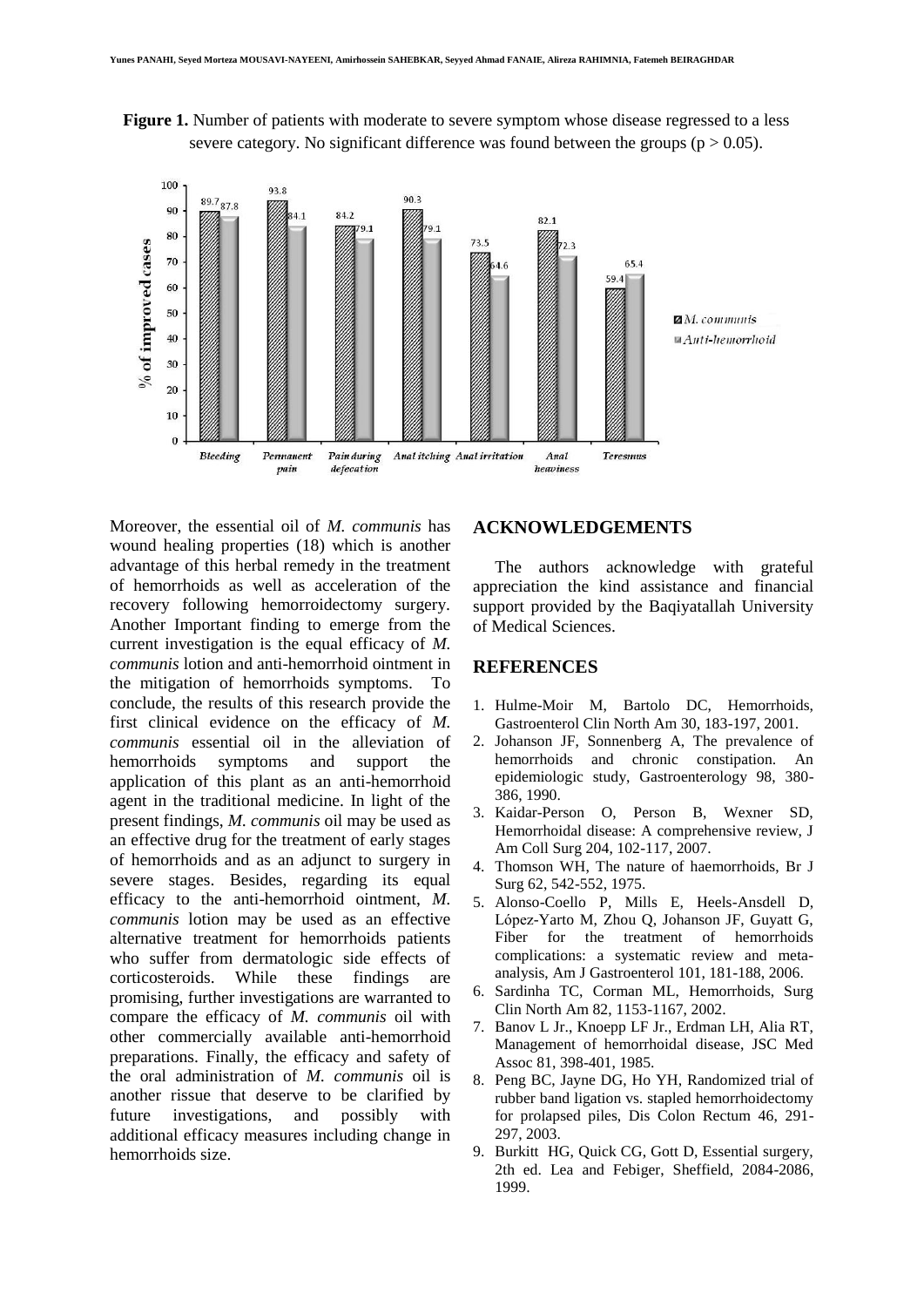**Figure 1.** Number of patients with moderate to severe symptom whose disease regressed to a less severe category. No significant difference was found between the groups ($p > 0.05$).

Moreover, the essential oil of *M. communis* has wound healing properties (18) which is another advantage of this herbal remedy in the treatment of hemorrhoids as well as acceleration of the recovery following hemorroidectomy surgery. Another Important finding to emerge from the current investigation is the equal efficacy of *M. communis* lotion and anti-hemorrhoid ointment in the mitigation of hemorrhoids symptoms. To conclude, the results of this research provide the first clinical evidence on the efficacy of *M. communis* essential oil in the alleviation of hemorrhoids symptoms and support the application of this plant as an anti-hemorrhoid agent in the traditional medicine. In light of the present findings, *M. communis* oil may be used as an effective drug for the treatment of early stages of hemorrhoids and as an adjunct to surgery in severe stages. Besides, regarding its equal efficacy to the anti-hemorrhoid ointment, *M. communis* lotion may be used as an effective alternative treatment for hemorrhoids patients who suffer from dermatologic side effects of corticosteroids. While these findings are promising, further investigations are warranted to compare the efficacy of *M. communis* oil with other commercially available anti-hemorrhoid preparations. Finally, the efficacy and safety of the oral administration of *M. communis* oil is another rissue that deserve to be clarified by future investigations, and possibly with additional efficacy measures including change in hemorrhoids size.

## ACKNOWLEDGEMENTS

The authors acknowledge with grateful appreciation the kind assistance and financial support provided by the Baqiyatallah University of Medical Sciences.

## REFERENCES

1. Hulme-Moir M, Bartolo DC, Hemorrhoids, Gastroenterol Clin North Am 30, 183-197, 2001.
2. Johanson JF, Sonnenberg A, The prevalence of hemorrhoids and chronic constipation. An epidemiologic study, Gastroenterology 98, 380-386, 1990.
3. Kaidar-Person O, Person B, Wexner SD, Hemorrhoidal disease: A comprehensive review, J Am Coll Surg 204, 102-117, 2007.
4. Thomson WH, The nature of haemorrhoids, Br J Surg 62, 542-552, 1975.
5. Alonso-Coello P, Mills E, Heels-Ansdell D, López-Yarto M, Zhou Q, Johanson JF, Guyatt G, Fiber for the treatment of hemorrhoids complications: a systematic review and meta-analysis, Am J Gastroenterol 101, 181-188, 2006.
6. Sardinha TC, Corman ML, Hemorrhoids, Surg Clin North Am 82, 1153-1167, 2002.
7. Banov L Jr., Knoepp LF Jr., Erdman LH, Alia RT, Management of hemorrhoidal disease, JSC Med Assoc 81, 398-401, 1985.
8. Peng BC, Jayne DG, Ho YH, Randomized trial of rubber band ligation vs. stapled hemorrhoidectomy for prolapsed piles, Dis Colon Rectum 46, 291-297, 2003.
9. Burkitt HG, Quick CG, Gott D, Essential surgery, 2th ed. Lea and Febiger, Sheffield, 2084-2086, 1999.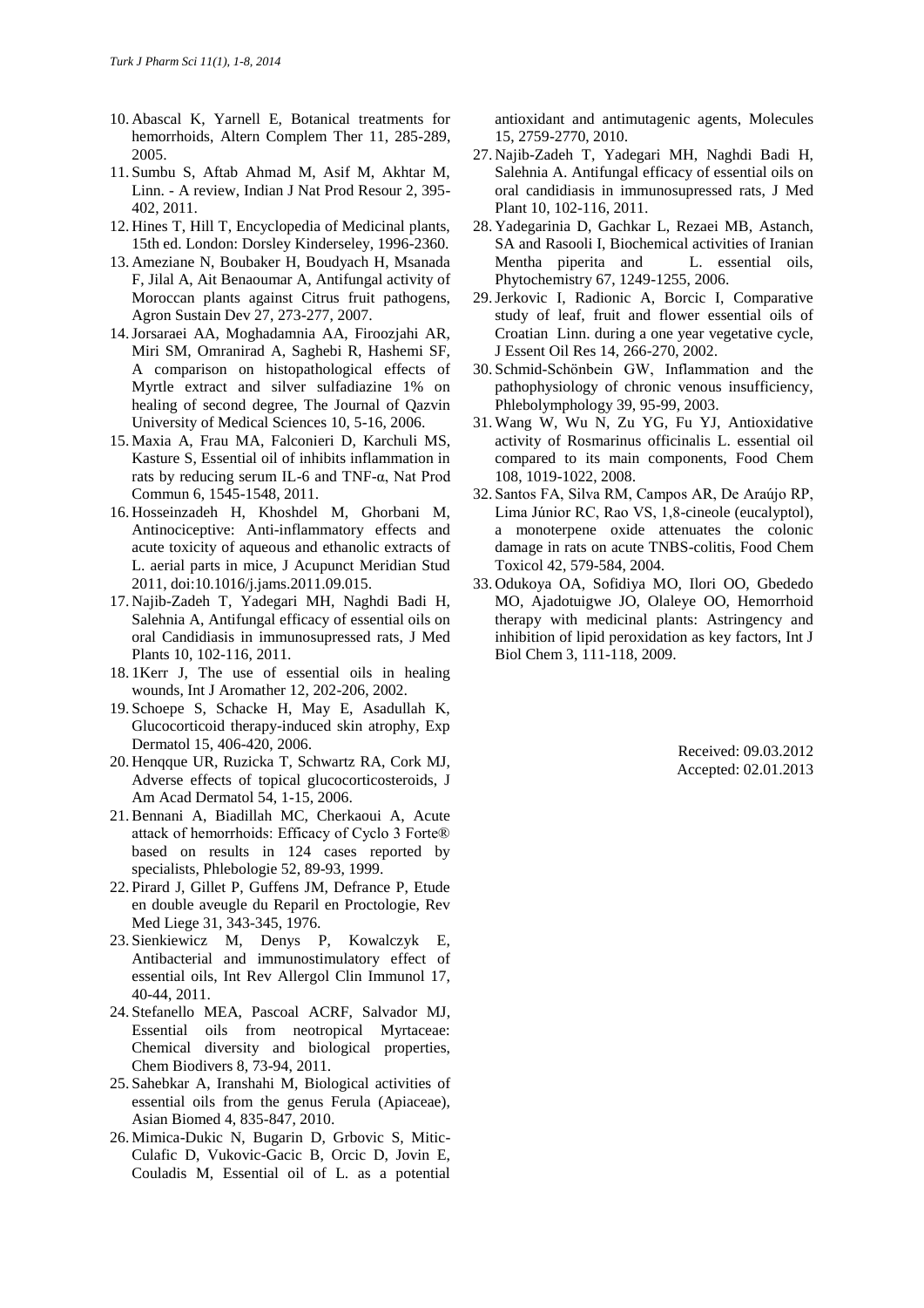10. Abascal K, Yarnell E, Botanical treatments for hemorrhoids, Altern Complem Ther 11, 285-289, 2005.
11. Sumbu S, Aftab Ahmad M, Asif M, Akhtar M, Linn. - A review, Indian J Nat Prod Resour 2, 395-402, 2011.
12. Hines T, Hill T, Encyclopedia of Medicinal plants, 15th ed. London: Dorsley Kinderseley, 1996-2360.
13. Ameziane N, Boubaker H, Boudyach H, Msanada F, Jilal A, Ait Benaoumar A, Antifungal activity of Moroccan plants against Citrus fruit pathogens, Agron Sustain Dev 27, 273-277, 2007.
14. Jorsaraei AA, Moghadamnia AA, Firoozjahi AR, Miri SM, Omranirad A, Saghebi R, Hashemi SF, A comparison on histopathological effects of Myrtle extract and silver sulfadiazine 1% on healing of second degree, The Journal of Qazvin University of Medical Sciences 10, 5-16, 2006.
15. Maxia A, Frau MA, Falconieri D, Karchuli MS, Kasture S, Essential oil of inhibits inflammation in rats by reducing serum IL-6 and TNF-α, Nat Prod Commun 6, 1545-1548, 2011.
16. Hosseinzadeh H, Khoshdel M, Ghorbani M, Antinociceptive: Anti-inflammatory effects and acute toxicity of aqueous and ethanolic extracts of L. aerial parts in mice, J Acupunct Meridian Stud 2011, doi:10.1016/j.jams.2011.09.015.
17. Najib-Zadeh T, Yadegari MH, Naghdi Badi H, Salehnia A, Antifungal efficacy of essential oils on oral Candidiasis in immunosupressed rats, J Med Plants 10, 102-116, 2011.
18. 1Kerr J, The use of essential oils in healing wounds, Int J Aromather 12, 202-206, 2002.
19. Schoepe S, Schacke H, May E, Asadullah K, Glucocorticoid therapy-induced skin atrophy, Exp Dermatol 15, 406-420, 2006.
20. Henqque UR, Ruzicka T, Schwartz RA, Cork MJ, Adverse effects of topical glucocorticosteroids, J Am Acad Dermatol 54, 1-15, 2006.
21. Bennani A, Biadillah MC, Cherkaoui A, Acute attack of hemorrhoids: Efficacy of Cyclo 3 Forte® based on results in 124 cases reported by specialists, Phlebologie 52, 89-93, 1999.
22. Pirard J, Gillet P, Guffens JM, Defrance P, Etude en double aveugle du Reparil en Proctologie, Rev Med Liege 31, 343-345, 1976.
23. Sienkiewicz M, Denys P, Kowalczyk E, Antibacterial and immunostimulatory effect of essential oils, Int Rev Allergol Clin Immunol 17, 40-44, 2011.
24. Stefanello MEA, Pascoal ACRF, Salvador MJ, Essential oils from neotropical Myrtaceae: Chemical diversity and biological properties, Chem Biodivers 8, 73-94, 2011.
25. Sahebkar A, Iranshahi M, Biological activities of essential oils from the genus Ferula (Apiaceae), Asian Biomed 4, 835-847, 2010.
26. Mimica-Dukic N, Bugarin D, Grbovic S, Mitic-Culafic D, Vukovic-Gacic B, Orcic D, Jovin E, Couladis M, Essential oil of L. as a potential antioxidant and antimutagenic agents, Molecules 15, 2759-2770, 2010.
27. Najib-Zadeh T, Yadegari MH, Naghdi Badi H, Salehnia A. Antifungal efficacy of essential oils on oral candidiasis in immunosupressed rats, J Med Plant 10, 102-116, 2011.
28. Yadegarinia D, Gachkar L, Rezaei MB, Astanch, SA and Rasooli I, Biochemical activities of Iranian Mentha piperita and L. essential oils, Phytochemistry 67, 1249-1255, 2006.
29. Jerkovic I, Radionic A, Borcic I, Comparative study of leaf, fruit and flower essential oils of Croatian Linn. during a one year vegetative cycle, J Essent Oil Res 14, 266-270, 2002.
30. Schmid-Schönbein GW, Inflammation and the pathophysiology of chronic venous insufficiency, Phlebolymphology 39, 95-99, 2003.
31. Wang W, Wu N, Zu YG, Fu YJ, Antioxidative activity of Rosmarinus officinalis L. essential oil compared to its main components, Food Chem 108, 1019-1022, 2008.
32. Santos FA, Silva RM, Campos AR, De Araújo RP, Lima Júnior RC, Rao VS, 1,8-cineole (eucalyptol), a monoterpene oxide attenuates the colonic damage in rats on acute TNBS-colitis, Food Chem Toxicol 42, 579-584, 2004.
33. Odukoya OA, Sofidiya MO, Ilori OO, Gbededo MO, Ajadotuigwe JO, Olaleye OO, Hemorrhoid therapy with medicinal plants: Astringency and inhibition of lipid peroxidation as key factors, Int J Biol Chem 3, 111-118, 2009.

Received: 09.03.2012
Accepted: 02.01.2013